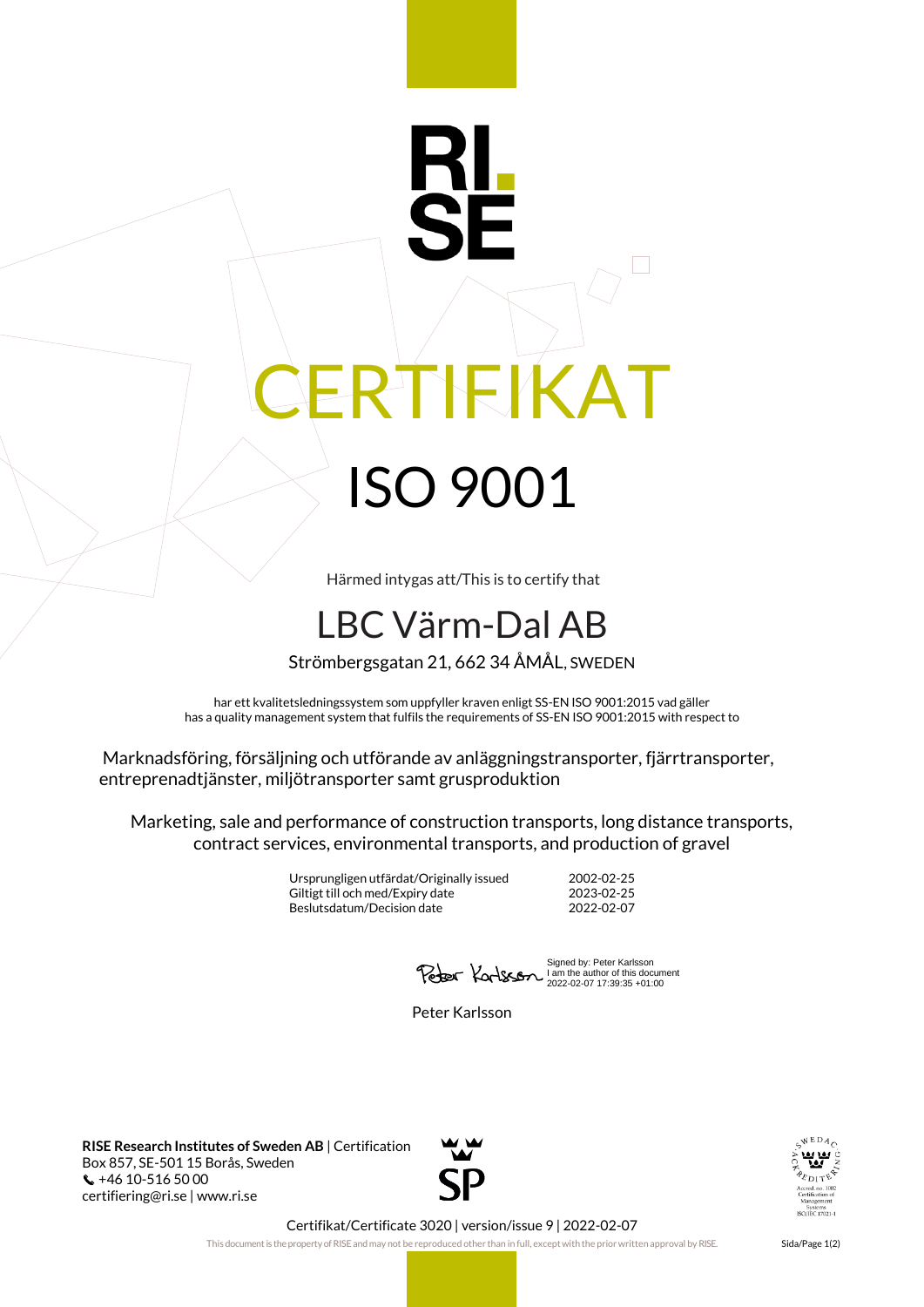RI.SE

# CERTIFIKAT

# ISO 9001

Härmed intygas att/This is to certify that

## LBC Värm-Dal AB

Strömbergsgatan 21, 662 34 ÅMÅL, SWEDEN

har ett kvalitetsledningssystem som uppfyller kraven enligt SS-EN ISO 9001:2015 vad gäller
has a quality management system that fulfils the requirements of SS-EN ISO 9001:2015 with respect to

Marknadsföring, försäljning och utförande av anläggningstransporter, fjärrtransporter, entreprenadtjänster, miljötransporter samt grusproduktion

Marketing, sale and performance of construction transports, long distance transports, contract services, environmental transports, and production of gravel

| | |
|---|---|
| Ursprungligen utfärdat/Originally issued | 2002-02-25 |
| Giltigt till och med/Expiry date | 2023-02-25 |
| Beslutsdatum/Decision date | 2022-02-07 |

Signed by: Peter Karlsson
I am the author of this document
2022-02-07 17:39:35 +01:00

Peter Karlsson

**RISE Research Institutes of Sweden AB** | Certification
Box 857, SE-501 15 Borås, Sweden
+46 10-516 50 00
certifiering@ri.se | www.ri.se

SP

SWEDAC ACKREDITERING
Ackred. nr. 1002
Certifiering av
Ledningssystem
ISO/IEC 17021-1

Certifikat/Certificate 3020 | version/issue 9 | 2022-02-07

This document is the property of RISE and may not be reproduced other than in full, except with the prior written approval by RISE.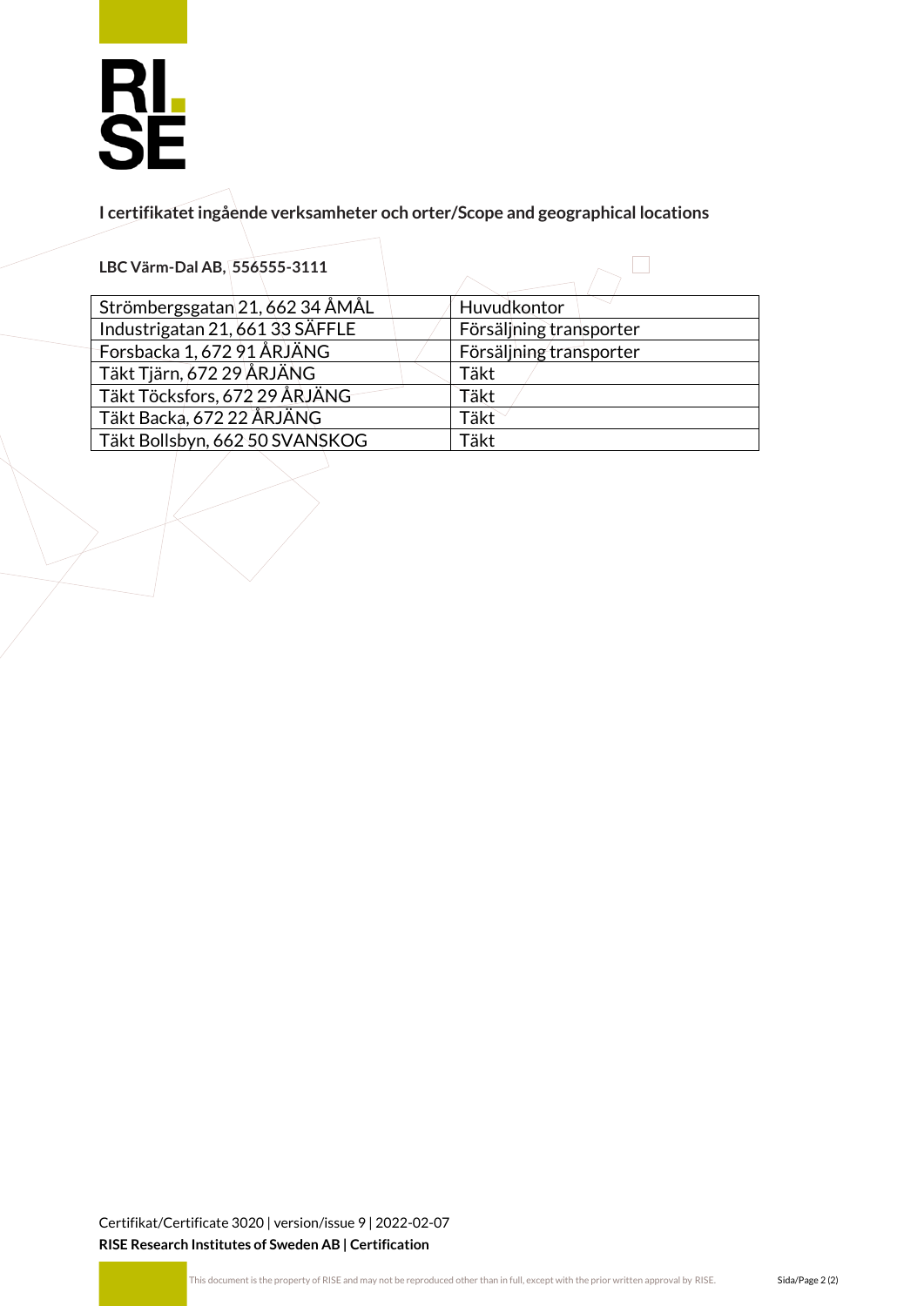**I certifikatet ingående verksamheter och orter/Scope and geographical locations**

**LBC Värm-Dal AB, 556555-3111**

| | |
|---|---|
| Strömbergsgatan 21, 662 34 ÅMÅL | Huvudkontor |
| Industrigatan 21, 661 33 SÄFFLE | Försäljning transporter |
| Forsbacka 1, 672 91 ÅRJÄNG | Försäljning transporter |
| Täkt Tjärn, 672 29 ÅRJÄNG | Täkt |
| Täkt Töcksfors, 672 29 ÅRJÄNG | Täkt |
| Täkt Backa, 672 22 ÅRJÄNG | Täkt |
| Täkt Bollsbyn, 662 50 SVANSKOG | Täkt |

Certifikat/Certificate 3020 | version/issue 9 | 2022-02-07

**RISE Research Institutes of Sweden AB | Certification**

This document is the property of RISE and may not be reproduced other than in full, except with the prior written approval by RISE.